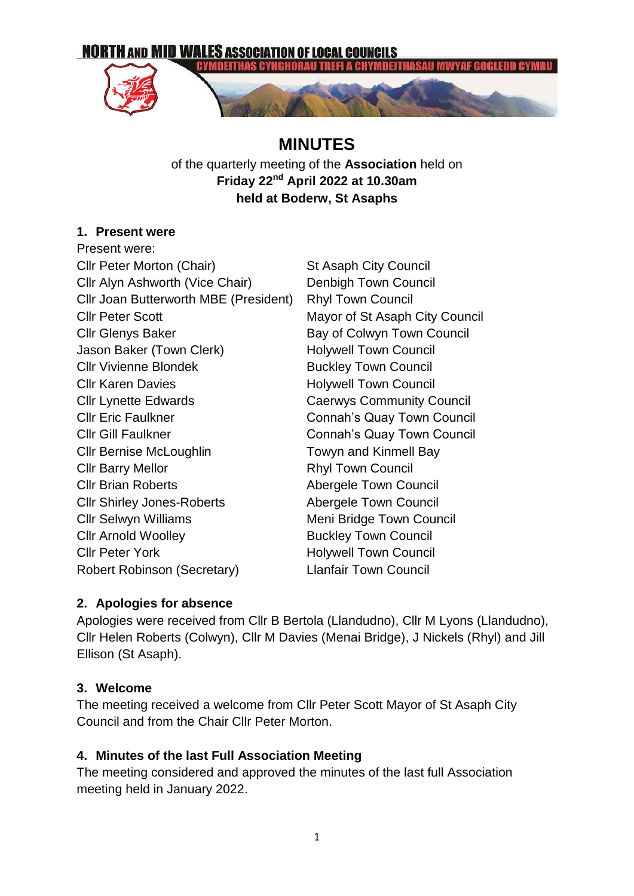**NORTH AND MID WALES ASSOCIATION OF LOCAL COUNCILS**

**CYMDEITHAS CYNGHORAU TREFI A CHYMDEITHASAU MWYAF GOGLEDD CYMRU**

# MINUTES

of the quarterly meeting of the **Association** held on
**Friday 22nd April 2022 at 10.30am**
**held at Boderw, St Asaphs**

## 1. Present were

Present were:

| | |
|---|---|
| Cllr Peter Morton (Chair) | St Asaph City Council |
| Cllr Alyn Ashworth (Vice Chair) | Denbigh Town Council |
| Cllr Joan Butterworth MBE (President) | Rhyl Town Council |
| Cllr Peter Scott | Mayor of St Asaph City Council |
| Cllr Glenys Baker | Bay of Colwyn Town Council |
| Jason Baker (Town Clerk) | Holywell Town Council |
| Cllr Vivienne Blondek | Buckley Town Council |
| Cllr Karen Davies | Holywell Town Council |
| Cllr Lynette Edwards | Caerwys Community Council |
| Cllr Eric Faulkner | Connah's Quay Town Council |
| Cllr Gill Faulkner | Connah's Quay Town Council |
| Cllr Bernise McLoughlin | Towyn and Kinmell Bay |
| Cllr Barry Mellor | Rhyl Town Council |
| Cllr Brian Roberts | Abergele Town Council |
| Cllr Shirley Jones-Roberts | Abergele Town Council |
| Cllr Selwyn Williams | Meni Bridge Town Council |
| Cllr Arnold Woolley | Buckley Town Council |
| Cllr Peter York | Holywell Town Council |
| Robert Robinson (Secretary) | Llanfair Town Council |

## 2. Apologies for absence

Apologies were received from Cllr B Bertola (Llandudno), Cllr M Lyons (Llandudno), Cllr Helen Roberts (Colwyn), Cllr M Davies (Menai Bridge), J Nickels (Rhyl) and Jill Ellison (St Asaph).

## 3. Welcome

The meeting received a welcome from Cllr Peter Scott Mayor of St Asaph City Council and from the Chair Cllr Peter Morton.

## 4. Minutes of the last Full Association Meeting

The meeting considered and approved the minutes of the last full Association meeting held in January 2022.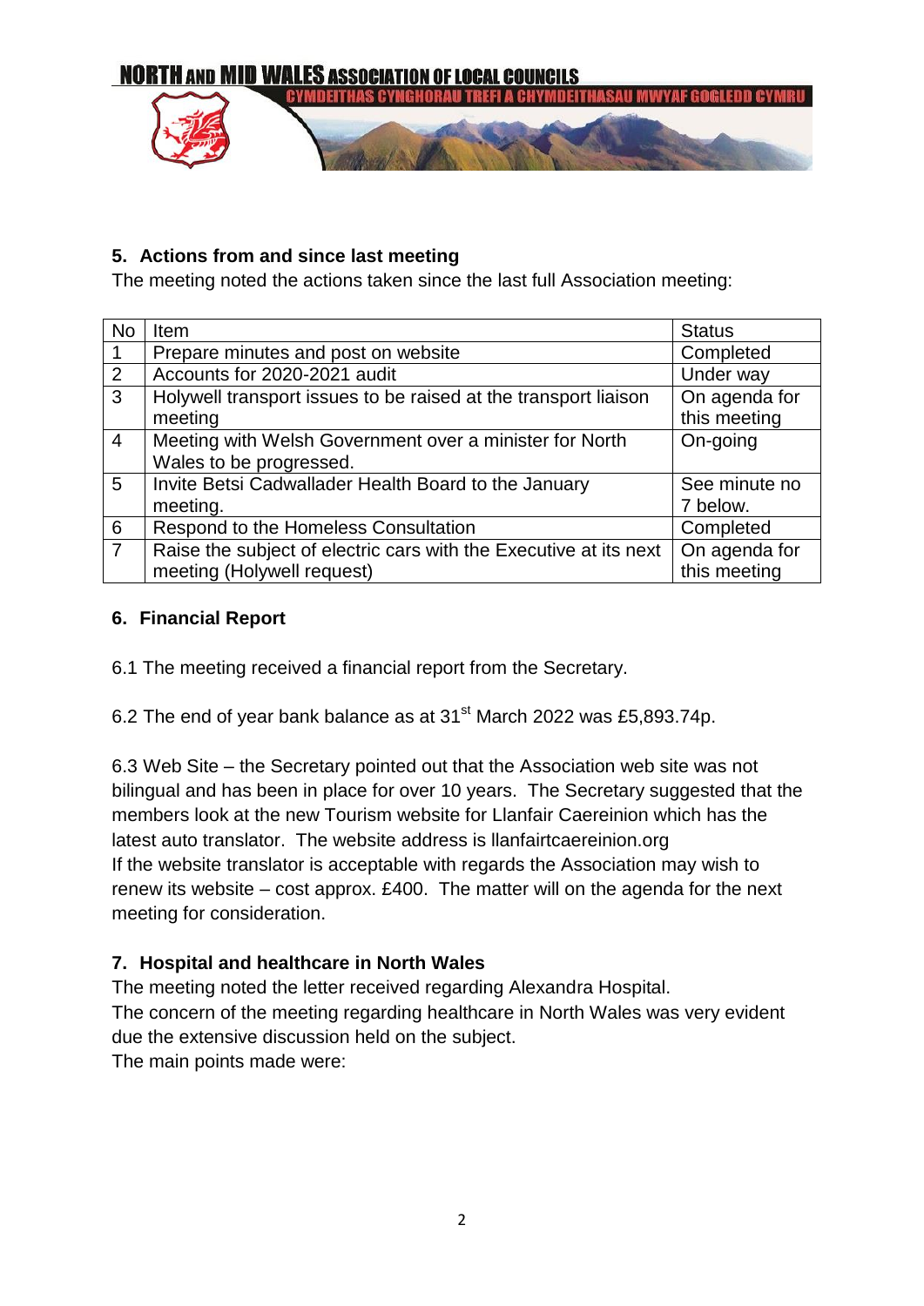## 5. Actions from and since last meeting

The meeting noted the actions taken since the last full Association meeting:

| No | Item | Status |
|---|---|---|
| 1 | Prepare minutes and post on website | Completed |
| 2 | Accounts for 2020-2021 audit | Under way |
| 3 | Holywell transport issues to be raised at the transport liaison meeting | On agenda for this meeting |
| 4 | Meeting with Welsh Government over a minister for North Wales to be progressed. | On-going |
| 5 | Invite Betsi Cadwallader Health Board to the January meeting. | See minute no 7 below. |
| 6 | Respond to the Homeless Consultation | Completed |
| 7 | Raise the subject of electric cars with the Executive at its next meeting (Holywell request) | On agenda for this meeting |

## 6. Financial Report

6.1 The meeting received a financial report from the Secretary.

6.2 The end of year bank balance as at 31st March 2022 was £5,893.74p.

6.3 Web Site – the Secretary pointed out that the Association web site was not bilingual and has been in place for over 10 years. The Secretary suggested that the members look at the new Tourism website for Llanfair Caereinion which has the latest auto translator. The website address is llanfaircaereinion.org
If the website translator is acceptable with regards the Association may wish to renew its website – cost approx. £400. The matter will on the agenda for the next meeting for consideration.

## 7. Hospital and healthcare in North Wales

The meeting noted the letter received regarding Alexandra Hospital.
The concern of the meeting regarding healthcare in North Wales was very evident due the extensive discussion held on the subject.
The main points made were: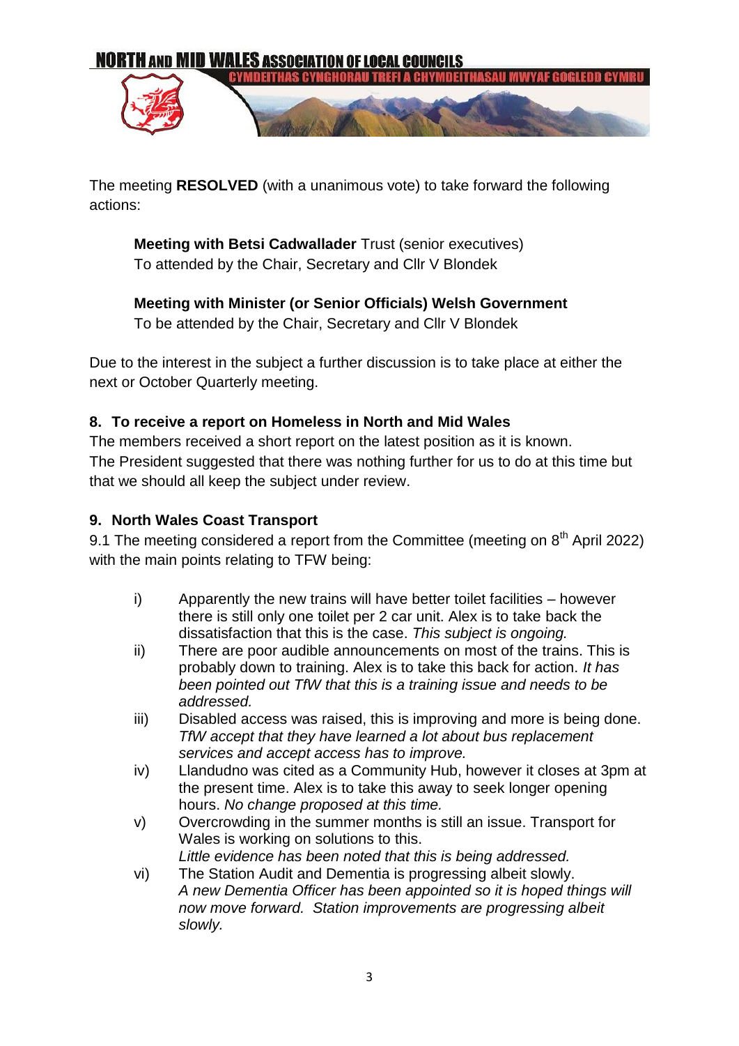The meeting **RESOLVED** (with a unanimous vote) to take forward the following actions:

> **Meeting with Betsi Cadwallader** Trust (senior executives)
> To attended by the Chair, Secretary and Cllr V Blondek
>
> **Meeting with Minister (or Senior Officials) Welsh Government**
> To be attended by the Chair, Secretary and Cllr V Blondek

Due to the interest in the subject a further discussion is to take place at either the next or October Quarterly meeting.

### 8. To receive a report on Homeless in North and Mid Wales

The members received a short report on the latest position as it is known.
The President suggested that there was nothing further for us to do at this time but that we should all keep the subject under review.

### 9. North Wales Coast Transport

9.1 The meeting considered a report from the Committee (meeting on 8th April 2022) with the main points relating to TFW being:

i) Apparently the new trains will have better toilet facilities – however there is still only one toilet per 2 car unit. Alex is to take back the dissatisfaction that this is the case. *This subject is ongoing.*

ii) There are poor audible announcements on most of the trains. This is probably down to training. Alex is to take this back for action. *It has been pointed out TfW that this is a training issue and needs to be addressed.*

iii) Disabled access was raised, this is improving and more is being done. *TfW accept that they have learned a lot about bus replacement services and accept access has to improve.*

iv) Llandudno was cited as a Community Hub, however it closes at 3pm at the present time. Alex is to take this away to seek longer opening hours. *No change proposed at this time.*

v) Overcrowding in the summer months is still an issue. Transport for Wales is working on solutions to this.
*Little evidence has been noted that this is being addressed.*

vi) The Station Audit and Dementia is progressing albeit slowly.
*A new Dementia Officer has been appointed so it is hoped things will now move forward. Station improvements are progressing albeit slowly.*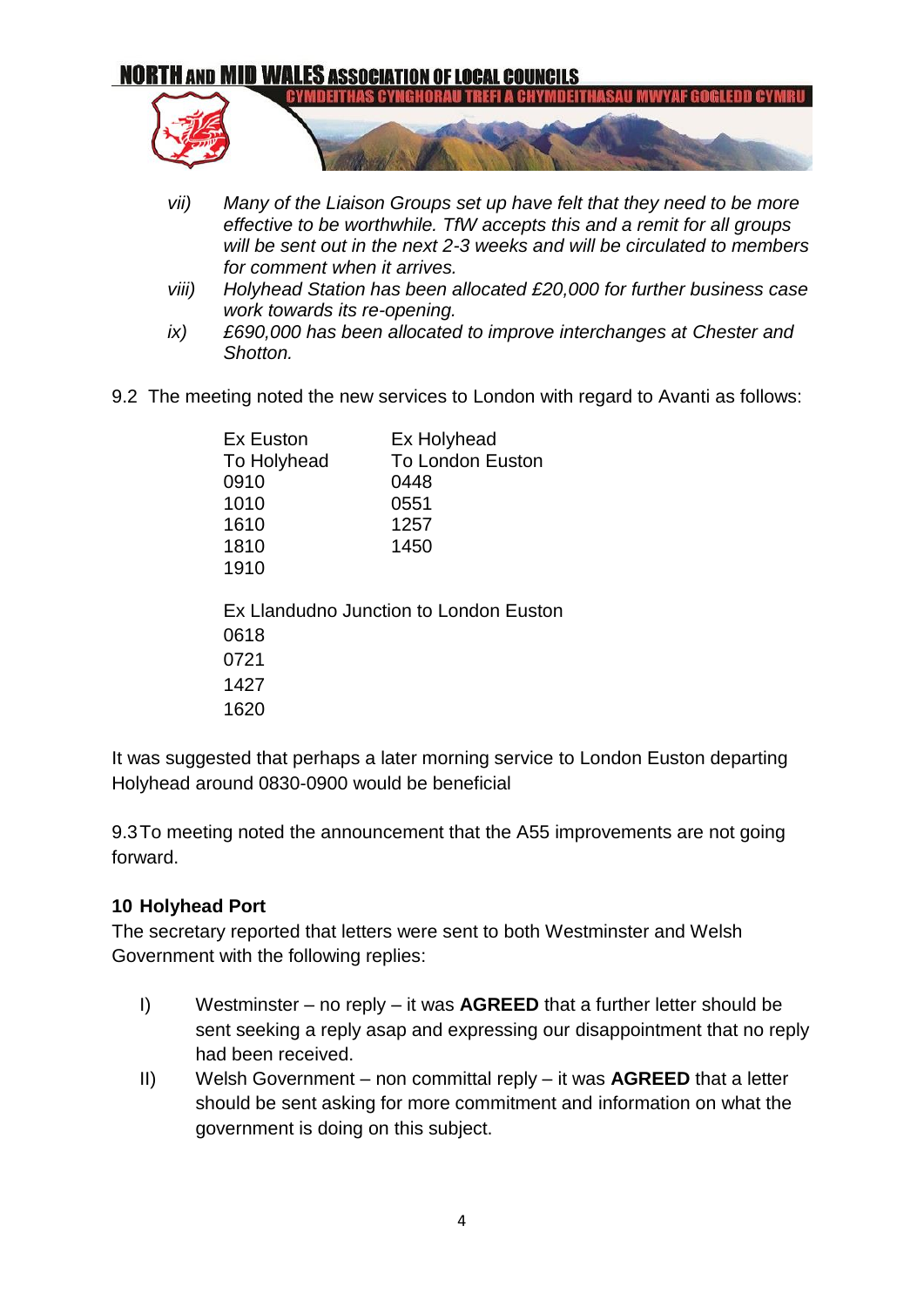vii) *Many of the Liaison Groups set up have felt that they need to be more effective to be worthwhile. TfW accepts this and a remit for all groups will be sent out in the next 2-3 weeks and will be circulated to members for comment when it arrives.*

viii) *Holyhead Station has been allocated £20,000 for further business case work towards its re-opening.*

ix) *£690,000 has been allocated to improve interchanges at Chester and Shotton.*

9.2 The meeting noted the new services to London with regard to Avanti as follows:

| Ex Euston To Holyhead | Ex Holyhead To London Euston |
|---|---|
| 0910 | 0448 |
| 1010 | 0551 |
| 1610 | 1257 |
| 1810 | 1450 |
| 1910 | |

Ex Llandudno Junction to London Euston
0618
0721
1427
1620

It was suggested that perhaps a later morning service to London Euston departing Holyhead around 0830-0900 would be beneficial

9.3 To meeting noted the announcement that the A55 improvements are not going forward.

**10 Holyhead Port**

The secretary reported that letters were sent to both Westminster and Welsh Government with the following replies:

I) Westminster – no reply – it was **AGREED** that a further letter should be sent seeking a reply asap and expressing our disappointment that no reply had been received.

II) Welsh Government – non committal reply – it was **AGREED** that a letter should be sent asking for more commitment and information on what the government is doing on this subject.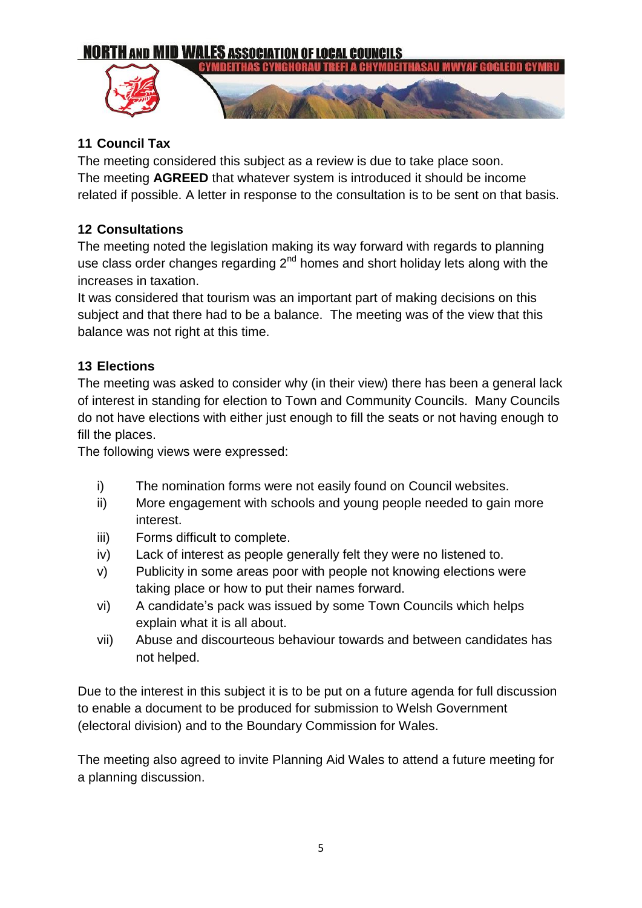## 11 Council Tax

The meeting considered this subject as a review is due to take place soon.
The meeting **AGREED** that whatever system is introduced it should be income related if possible. A letter in response to the consultation is to be sent on that basis.

## 12 Consultations

The meeting noted the legislation making its way forward with regards to planning use class order changes regarding 2nd homes and short holiday lets along with the increases in taxation.
It was considered that tourism was an important part of making decisions on this subject and that there had to be a balance. The meeting was of the view that this balance was not right at this time.

## 13 Elections

The meeting was asked to consider why (in their view) there has been a general lack of interest in standing for election to Town and Community Councils. Many Councils do not have elections with either just enough to fill the seats or not having enough to fill the places.
The following views were expressed:

i) The nomination forms were not easily found on Council websites.
ii) More engagement with schools and young people needed to gain more interest.
iii) Forms difficult to complete.
iv) Lack of interest as people generally felt they were no listened to.
v) Publicity in some areas poor with people not knowing elections were taking place or how to put their names forward.
vi) A candidate's pack was issued by some Town Councils which helps explain what it is all about.
vii) Abuse and discourteous behaviour towards and between candidates has not helped.

Due to the interest in this subject it is to be put on a future agenda for full discussion to enable a document to be produced for submission to Welsh Government (electoral division) and to the Boundary Commission for Wales.

The meeting also agreed to invite Planning Aid Wales to attend a future meeting for a planning discussion.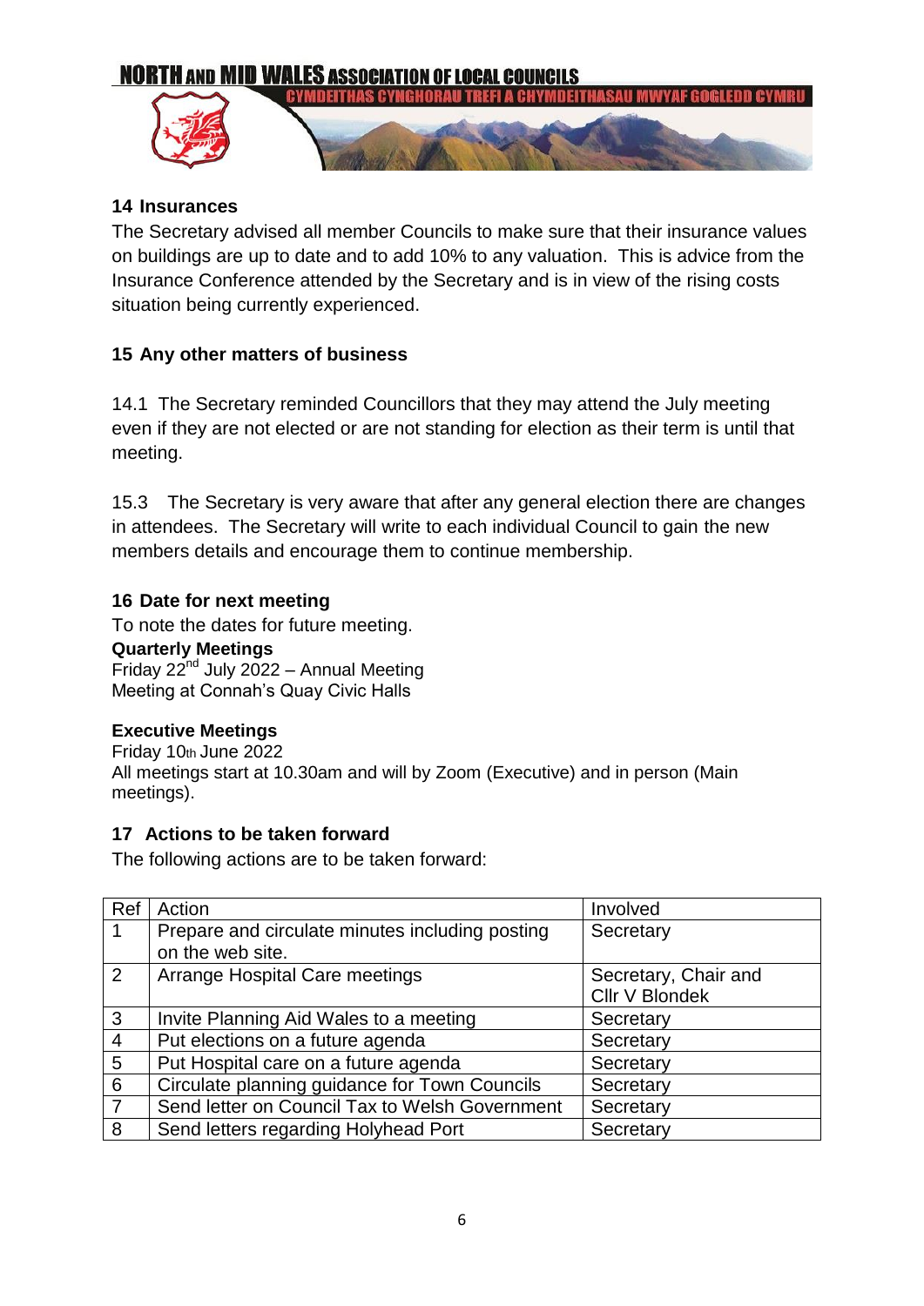**14 Insurances**

The Secretary advised all member Councils to make sure that their insurance values on buildings are up to date and to add 10% to any valuation. This is advice from the Insurance Conference attended by the Secretary and is in view of the rising costs situation being currently experienced.

**15 Any other matters of business**

14.1 The Secretary reminded Councillors that they may attend the July meeting even if they are not elected or are not standing for election as their term is until that meeting.

15.3 The Secretary is very aware that after any general election there are changes in attendees. The Secretary will write to each individual Council to gain the new members details and encourage them to continue membership.

**16 Date for next meeting**

To note the dates for future meeting.

**Quarterly Meetings**

Friday 22nd July 2022 – Annual Meeting
Meeting at Connah's Quay Civic Halls

**Executive Meetings**

Friday 10th June 2022
All meetings start at 10.30am and will by Zoom (Executive) and in person (Main meetings).

**17 Actions to be taken forward**

The following actions are to be taken forward:

| Ref | Action | Involved |
|---|---|---|
| 1 | Prepare and circulate minutes including posting on the web site. | Secretary |
| 2 | Arrange Hospital Care meetings | Secretary, Chair and Cllr V Blondek |
| 3 | Invite Planning Aid Wales to a meeting | Secretary |
| 4 | Put elections on a future agenda | Secretary |
| 5 | Put Hospital care on a future agenda | Secretary |
| 6 | Circulate planning guidance for Town Councils | Secretary |
| 7 | Send letter on Council Tax to Welsh Government | Secretary |
| 8 | Send letters regarding Holyhead Port | Secretary |